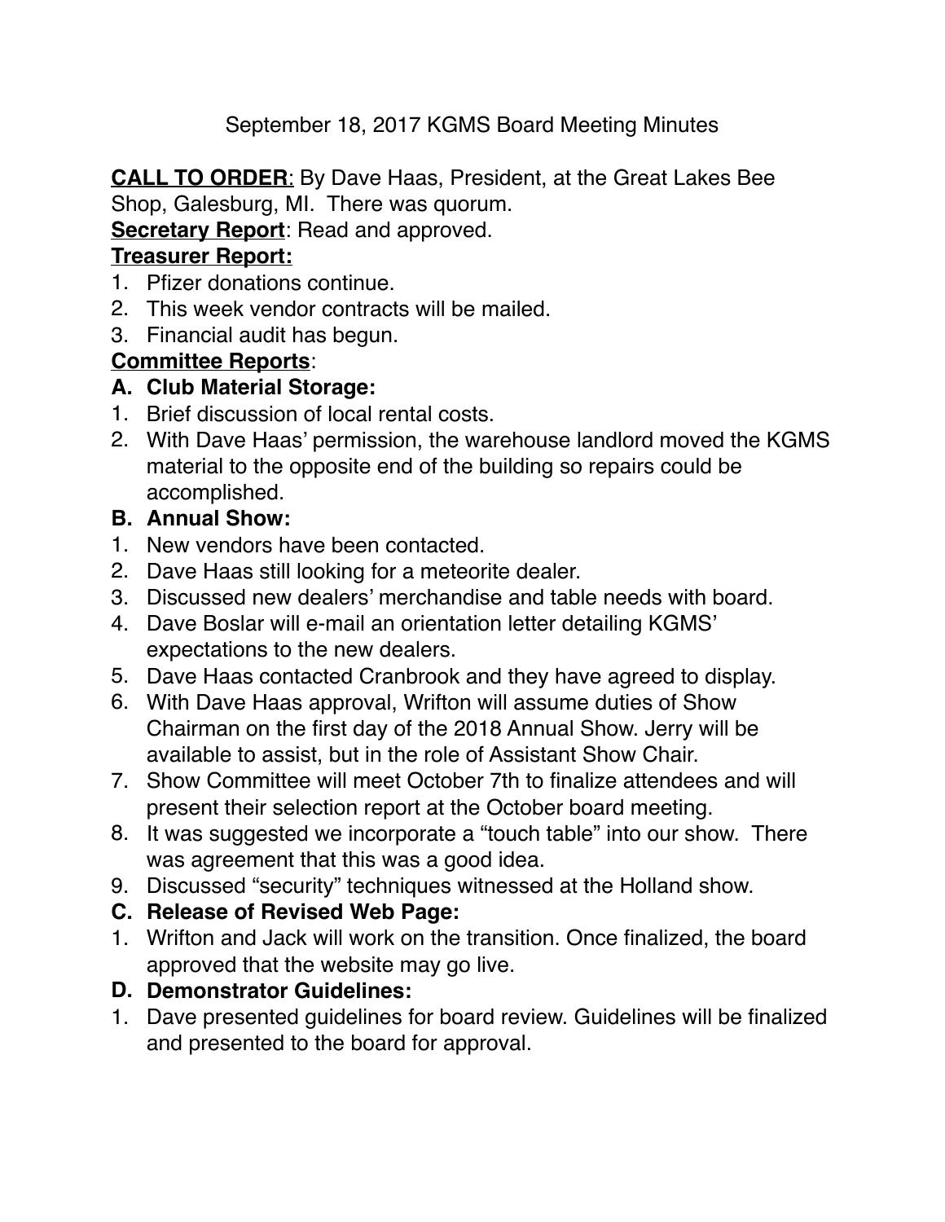# September 18, 2017 KGMS Board Meeting Minutes

**CALL TO ORDER**: By Dave Haas, President, at the Great Lakes Bee Shop, Galesburg, MI. There was quorum.

**Secretary Report**: Read and approved.

**Treasurer Report:**

1. Pfizer donations continue.
2. This week vendor contracts will be mailed.
3. Financial audit has begun.

**Committee Reports**:

**A. Club Material Storage:**

1. Brief discussion of local rental costs.
2. With Dave Haas' permission, the warehouse landlord moved the KGMS material to the opposite end of the building so repairs could be accomplished.

**B. Annual Show:**

1. New vendors have been contacted.
2. Dave Haas still looking for a meteorite dealer.
3. Discussed new dealers' merchandise and table needs with board.
4. Dave Boslar will e-mail an orientation letter detailing KGMS' expectations to the new dealers.
5. Dave Haas contacted Cranbrook and they have agreed to display.
6. With Dave Haas approval, Wrifton will assume duties of Show Chairman on the first day of the 2018 Annual Show. Jerry will be available to assist, but in the role of Assistant Show Chair.
7. Show Committee will meet October 7th to finalize attendees and will present their selection report at the October board meeting.
8. It was suggested we incorporate a "touch table" into our show. There was agreement that this was a good idea.
9. Discussed "security" techniques witnessed at the Holland show.

**C. Release of Revised Web Page:**

1. Wrifton and Jack will work on the transition. Once finalized, the board approved that the website may go live.

**D. Demonstrator Guidelines:**

1. Dave presented guidelines for board review. Guidelines will be finalized and presented to the board for approval.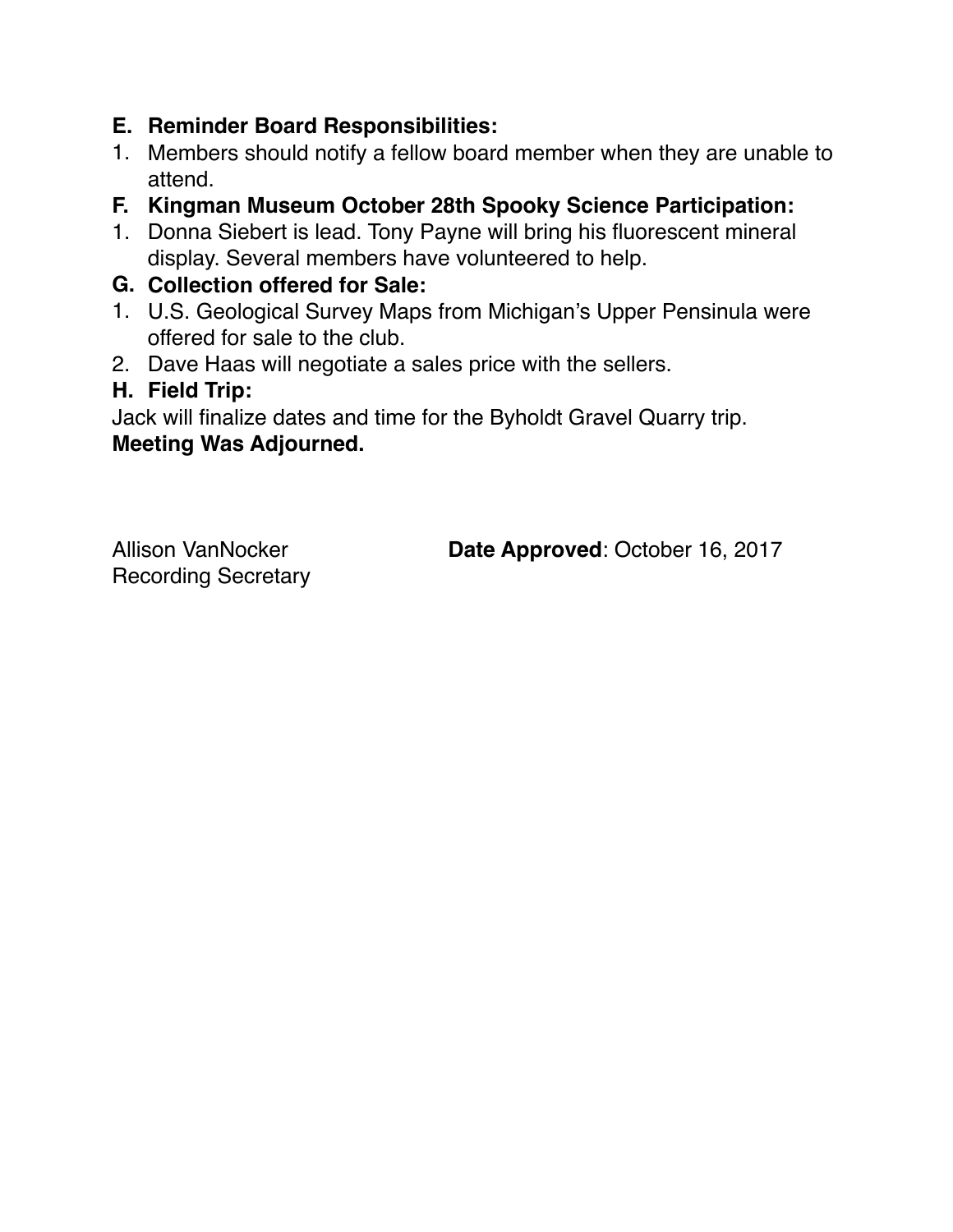**E. Reminder Board Responsibilities:**

1. Members should notify a fellow board member when they are unable to attend.

**F. Kingman Museum October 28th Spooky Science Participation:**

1. Donna Siebert is lead. Tony Payne will bring his fluorescent mineral display. Several members have volunteered to help.

**G. Collection offered for Sale:**

1. U.S. Geological Survey Maps from Michigan's Upper Pensinula were offered for sale to the club.
2. Dave Haas will negotiate a sales price with the sellers.

**H. Field Trip:**

Jack will finalize dates and time for the Byholdt Gravel Quarry trip.

**Meeting Was Adjourned.**

Allison VanNocker
Recording Secretary

**Date Approved**: October 16, 2017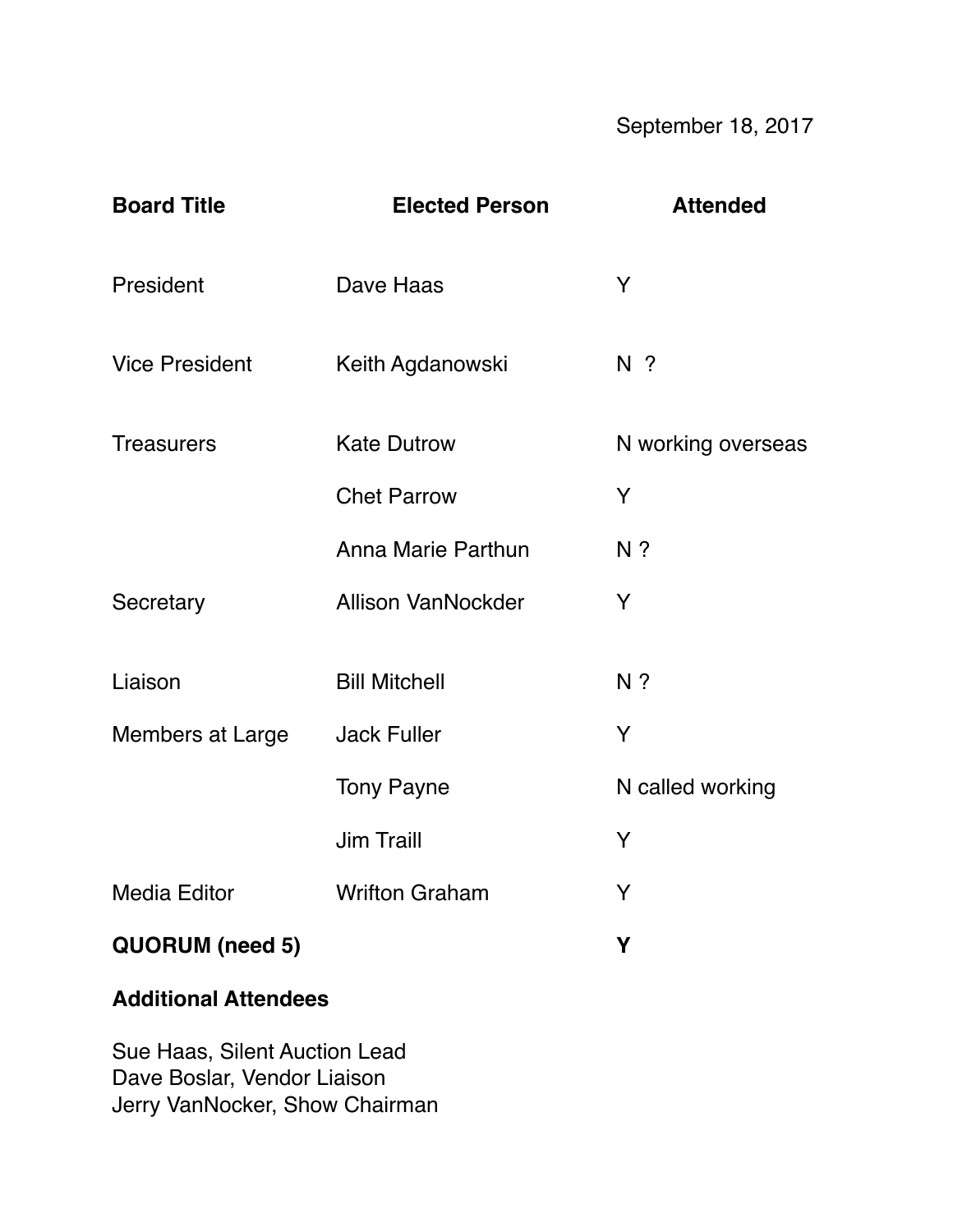September 18, 2017

| **Board Title** | **Elected Person** | **Attended** |
|---|---|---|
| President | Dave Haas | Y |
| Vice President | Keith Agdanowski | N ? |
| Treasurers | Kate Dutrow | N working overseas |
| | Chet Parrow | Y |
| | Anna Marie Parthun | N ? |
| Secretary | Allison VanNockder | Y |
| Liaison | Bill Mitchell | N ? |
| Members at Large | Jack Fuller | Y |
| | Tony Payne | N called working |
| | Jim Traill | Y |
| Media Editor | Wrifton Graham | Y |
| **QUORUM (need 5)** | | **Y** |

**Additional Attendees**

Sue Haas, Silent Auction Lead
Dave Boslar, Vendor Liaison
Jerry VanNocker, Show Chairman